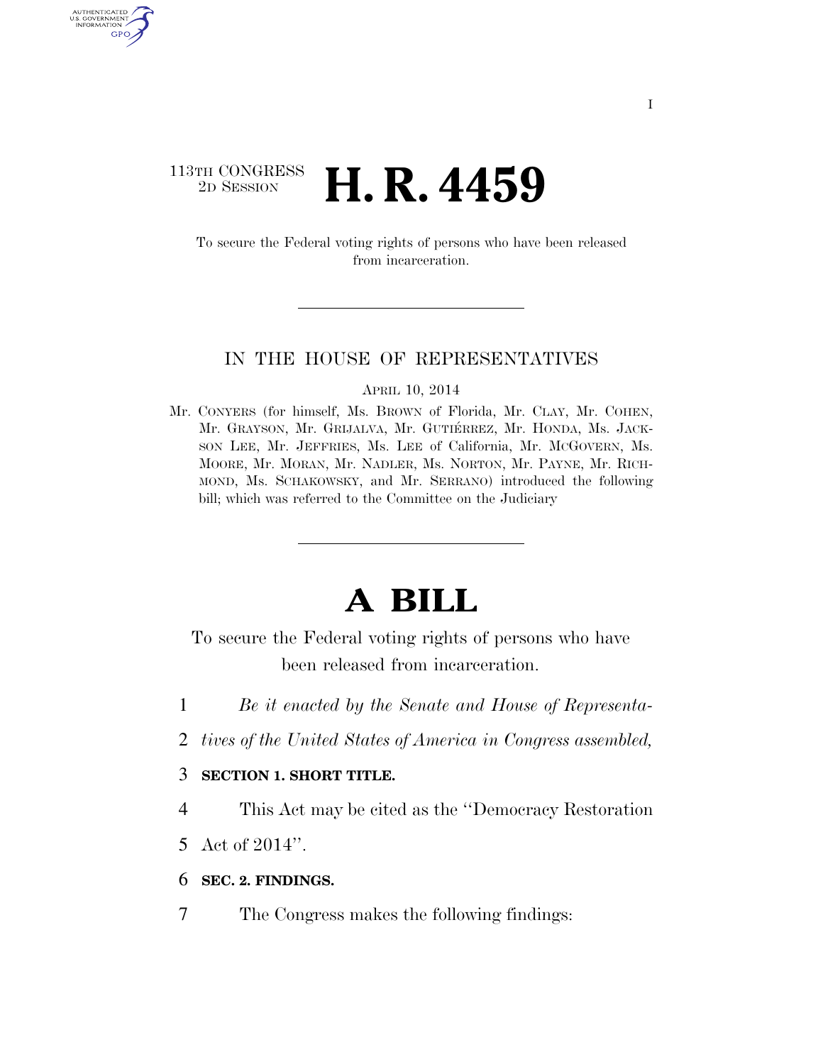113TH CONGRESS
2D SESSION

# H. R. 4459

To secure the Federal voting rights of persons who have been released from incarceration.

IN THE HOUSE OF REPRESENTATIVES

APRIL 10, 2014

Mr. CONYERS (for himself, Ms. BROWN of Florida, Mr. CLAY, Mr. COHEN, Mr. GRAYSON, Mr. GRIJALVA, Mr. GUTIÉRREZ, Mr. HONDA, Ms. JACKSON LEE, Mr. JEFFRIES, Ms. LEE of California, Mr. MCGOVERN, Ms. MOORE, Mr. MORAN, Mr. NADLER, Ms. NORTON, Mr. PAYNE, Mr. RICHMOND, Ms. SCHAKOWSKY, and Mr. SERRANO) introduced the following bill; which was referred to the Committee on the Judiciary

# A BILL

To secure the Federal voting rights of persons who have been released from incarceration.

1 *Be it enacted by the Senate and House of Representa-*
2 *tives of the United States of America in Congress assembled,*

3 **SECTION 1. SHORT TITLE.**

4 This Act may be cited as the ''Democracy Restoration
5 Act of 2014''.

6 **SEC. 2. FINDINGS.**

7 The Congress makes the following findings: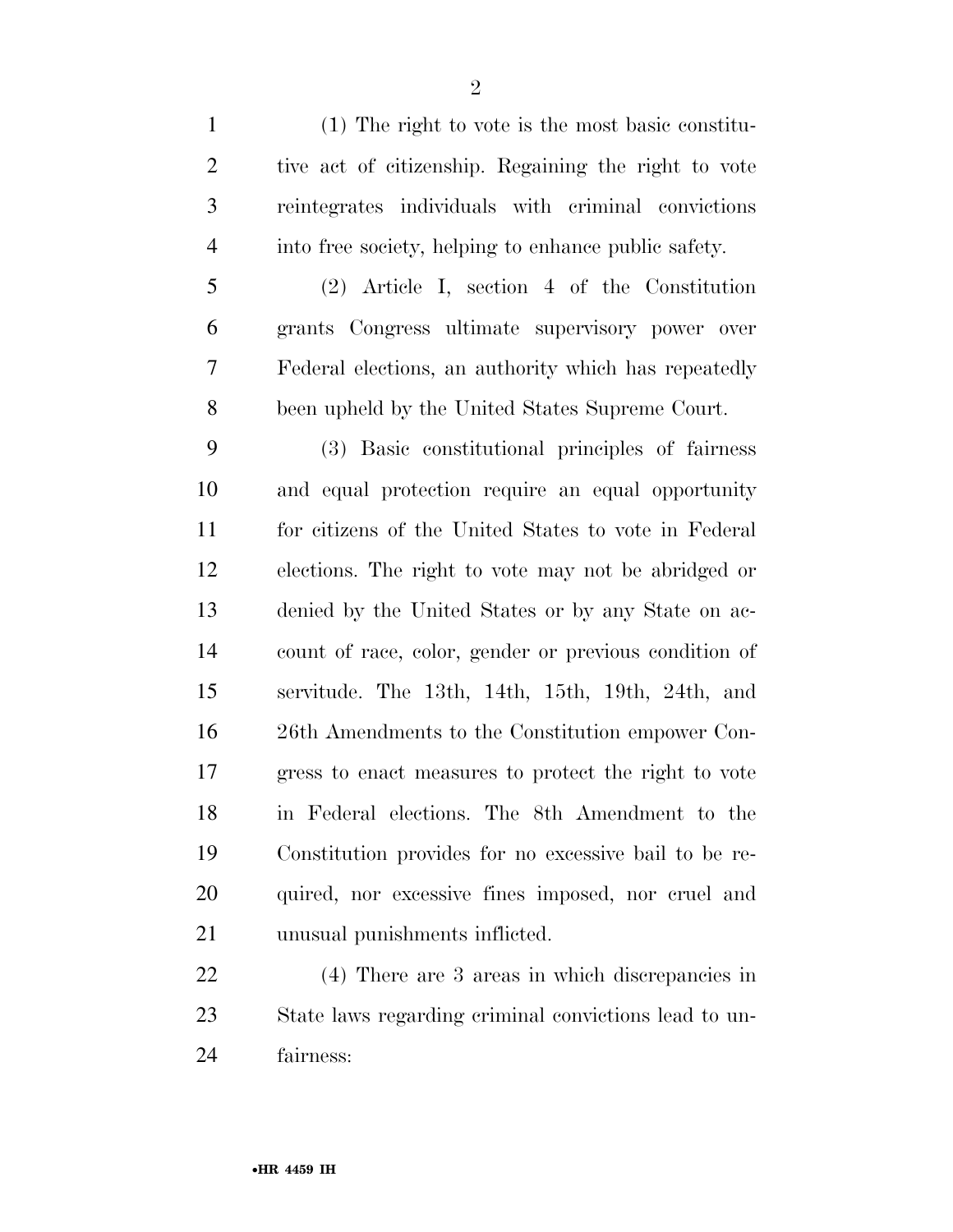(1) The right to vote is the most basic constitutive act of citizenship. Regaining the right to vote reintegrates individuals with criminal convictions into free society, helping to enhance public safety.

(2) Article I, section 4 of the Constitution grants Congress ultimate supervisory power over Federal elections, an authority which has repeatedly been upheld by the United States Supreme Court.

(3) Basic constitutional principles of fairness and equal protection require an equal opportunity for citizens of the United States to vote in Federal elections. The right to vote may not be abridged or denied by the United States or by any State on account of race, color, gender or previous condition of servitude. The 13th, 14th, 15th, 19th, 24th, and 26th Amendments to the Constitution empower Congress to enact measures to protect the right to vote in Federal elections. The 8th Amendment to the Constitution provides for no excessive bail to be required, nor excessive fines imposed, nor cruel and unusual punishments inflicted.

(4) There are 3 areas in which discrepancies in State laws regarding criminal convictions lead to unfairness: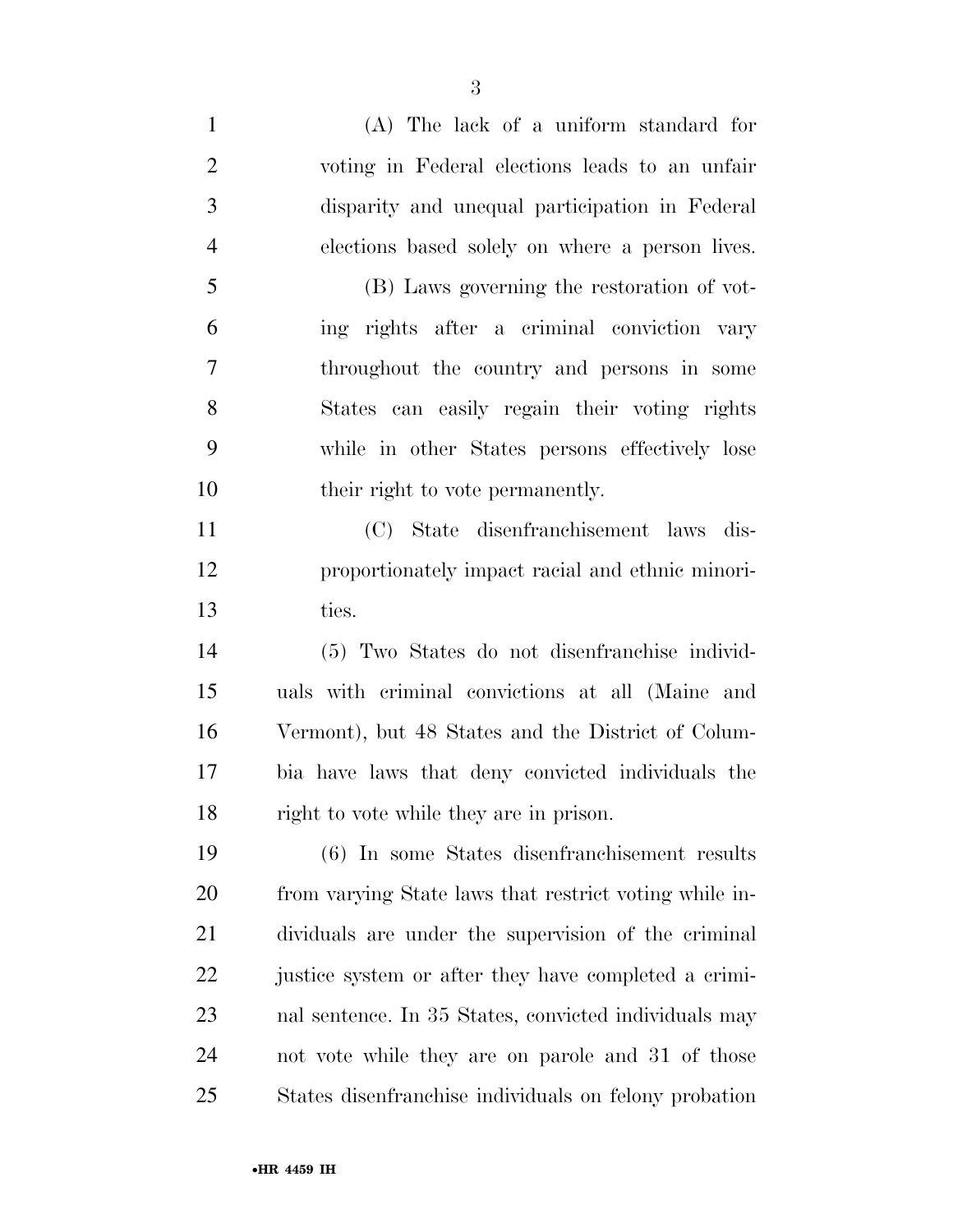(A) The lack of a uniform standard for voting in Federal elections leads to an unfair disparity and unequal participation in Federal elections based solely on where a person lives.

(B) Laws governing the restoration of voting rights after a criminal conviction vary throughout the country and persons in some States can easily regain their voting rights while in other States persons effectively lose their right to vote permanently.

(C) State disenfranchisement laws disproportionately impact racial and ethnic minorities.

(5) Two States do not disenfranchise individuals with criminal convictions at all (Maine and Vermont), but 48 States and the District of Columbia have laws that deny convicted individuals the right to vote while they are in prison.

(6) In some States disenfranchisement results from varying State laws that restrict voting while individuals are under the supervision of the criminal justice system or after they have completed a criminal sentence. In 35 States, convicted individuals may not vote while they are on parole and 31 of those States disenfranchise individuals on felony probation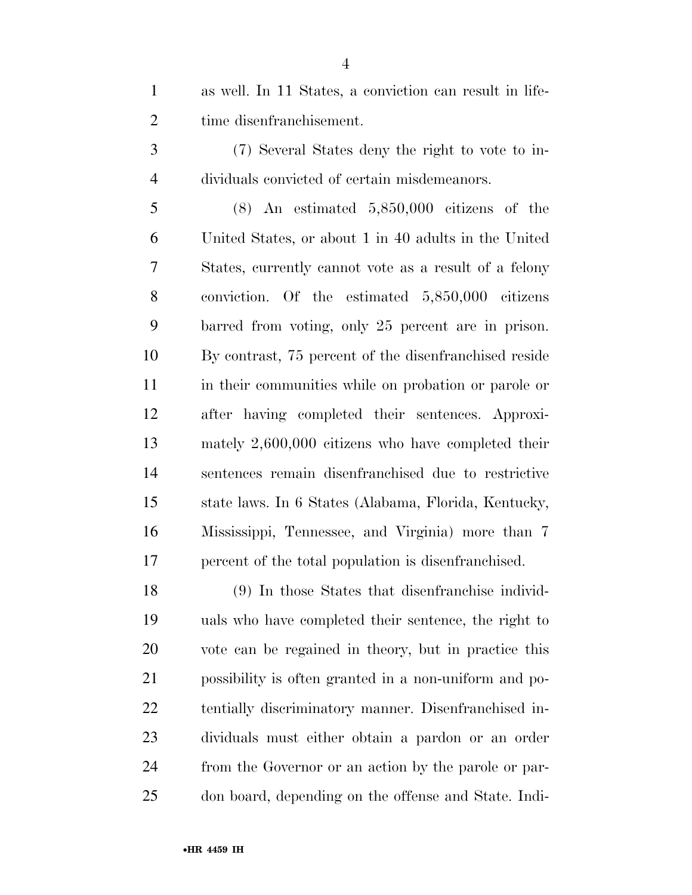as well. In 11 States, a conviction can result in lifetime disenfranchisement.

(7) Several States deny the right to vote to individuals convicted of certain misdemeanors.

(8) An estimated 5,850,000 citizens of the United States, or about 1 in 40 adults in the United States, currently cannot vote as a result of a felony conviction. Of the estimated 5,850,000 citizens barred from voting, only 25 percent are in prison. By contrast, 75 percent of the disenfranchised reside in their communities while on probation or parole or after having completed their sentences. Approximately 2,600,000 citizens who have completed their sentences remain disenfranchised due to restrictive state laws. In 6 States (Alabama, Florida, Kentucky, Mississippi, Tennessee, and Virginia) more than 7 percent of the total population is disenfranchised.

(9) In those States that disenfranchise individuals who have completed their sentence, the right to vote can be regained in theory, but in practice this possibility is often granted in a non-uniform and potentially discriminatory manner. Disenfranchised individuals must either obtain a pardon or an order from the Governor or an action by the parole or pardon board, depending on the offense and State. Indi-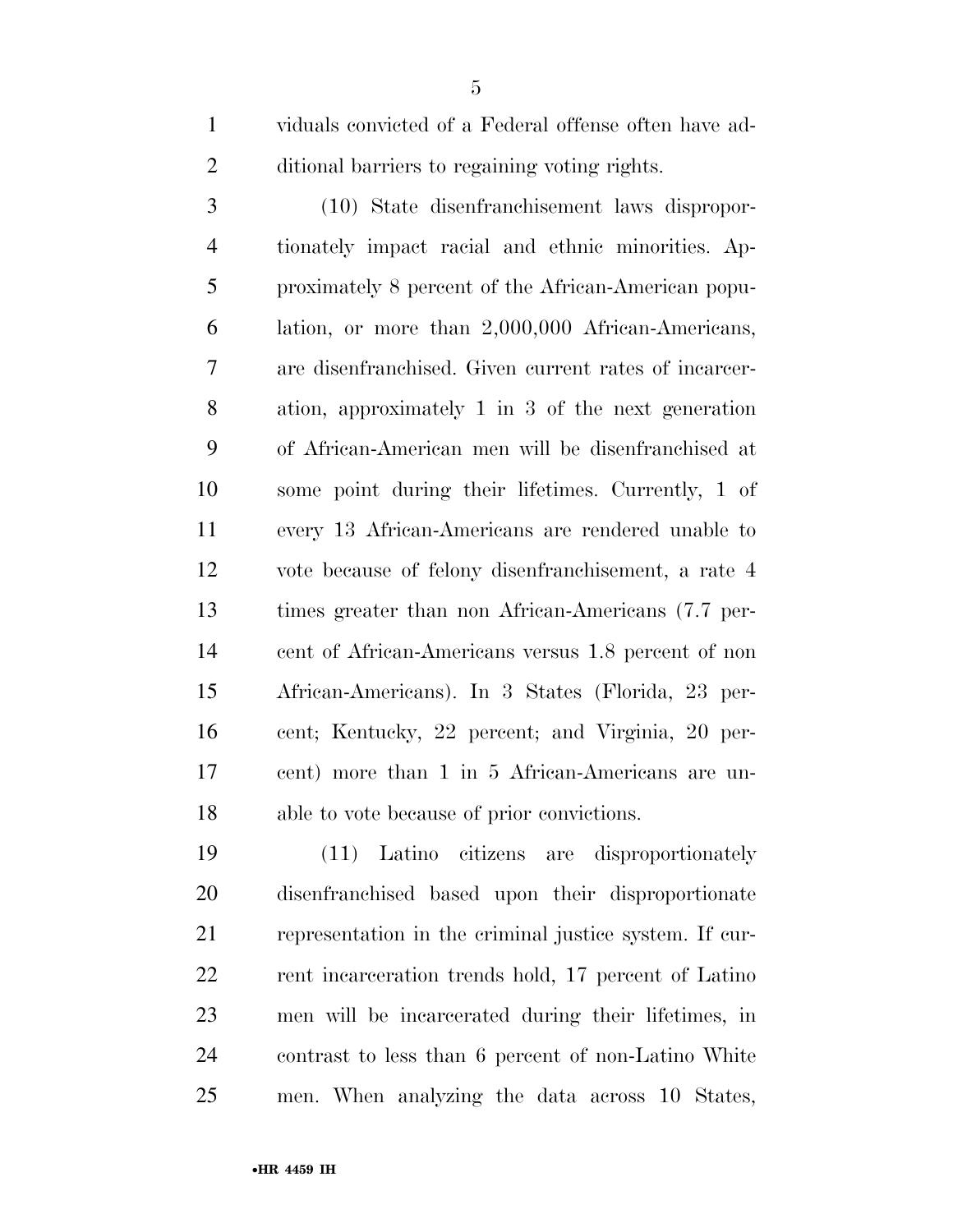viduals convicted of a Federal offense often have additional barriers to regaining voting rights.

(10) State disenfranchisement laws disproportionately impact racial and ethnic minorities. Approximately 8 percent of the African-American population, or more than 2,000,000 African-Americans, are disenfranchised. Given current rates of incarceration, approximately 1 in 3 of the next generation of African-American men will be disenfranchised at some point during their lifetimes. Currently, 1 of every 13 African-Americans are rendered unable to vote because of felony disenfranchisement, a rate 4 times greater than non African-Americans (7.7 percent of African-Americans versus 1.8 percent of non African-Americans). In 3 States (Florida, 23 percent; Kentucky, 22 percent; and Virginia, 20 percent) more than 1 in 5 African-Americans are unable to vote because of prior convictions.

(11) Latino citizens are disproportionately disenfranchised based upon their disproportionate representation in the criminal justice system. If current incarceration trends hold, 17 percent of Latino men will be incarcerated during their lifetimes, in contrast to less than 6 percent of non-Latino White men. When analyzing the data across 10 States,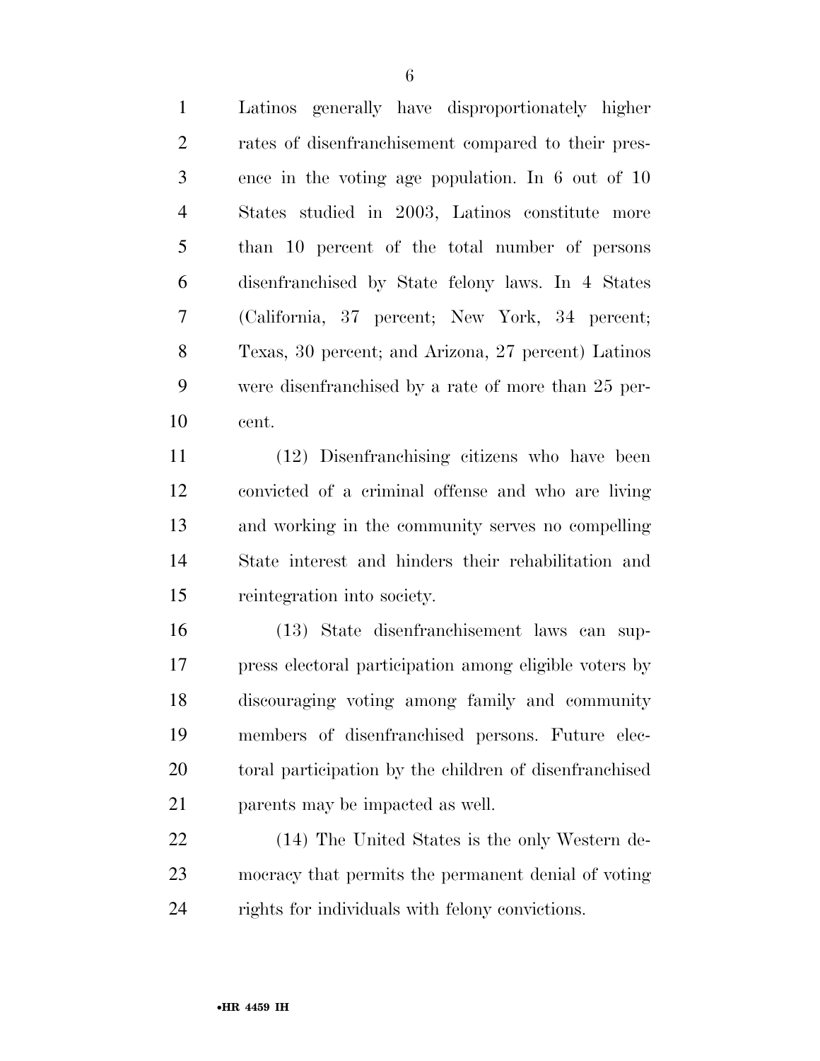Latinos generally have disproportionately higher rates of disenfranchisement compared to their presence in the voting age population. In 6 out of 10 States studied in 2003, Latinos constitute more than 10 percent of the total number of persons disenfranchised by State felony laws. In 4 States (California, 37 percent; New York, 34 percent; Texas, 30 percent; and Arizona, 27 percent) Latinos were disenfranchised by a rate of more than 25 percent.

(12) Disenfranchising citizens who have been convicted of a criminal offense and who are living and working in the community serves no compelling State interest and hinders their rehabilitation and reintegration into society.

(13) State disenfranchisement laws can suppress electoral participation among eligible voters by discouraging voting among family and community members of disenfranchised persons. Future electoral participation by the children of disenfranchised parents may be impacted as well.

(14) The United States is the only Western democracy that permits the permanent denial of voting rights for individuals with felony convictions.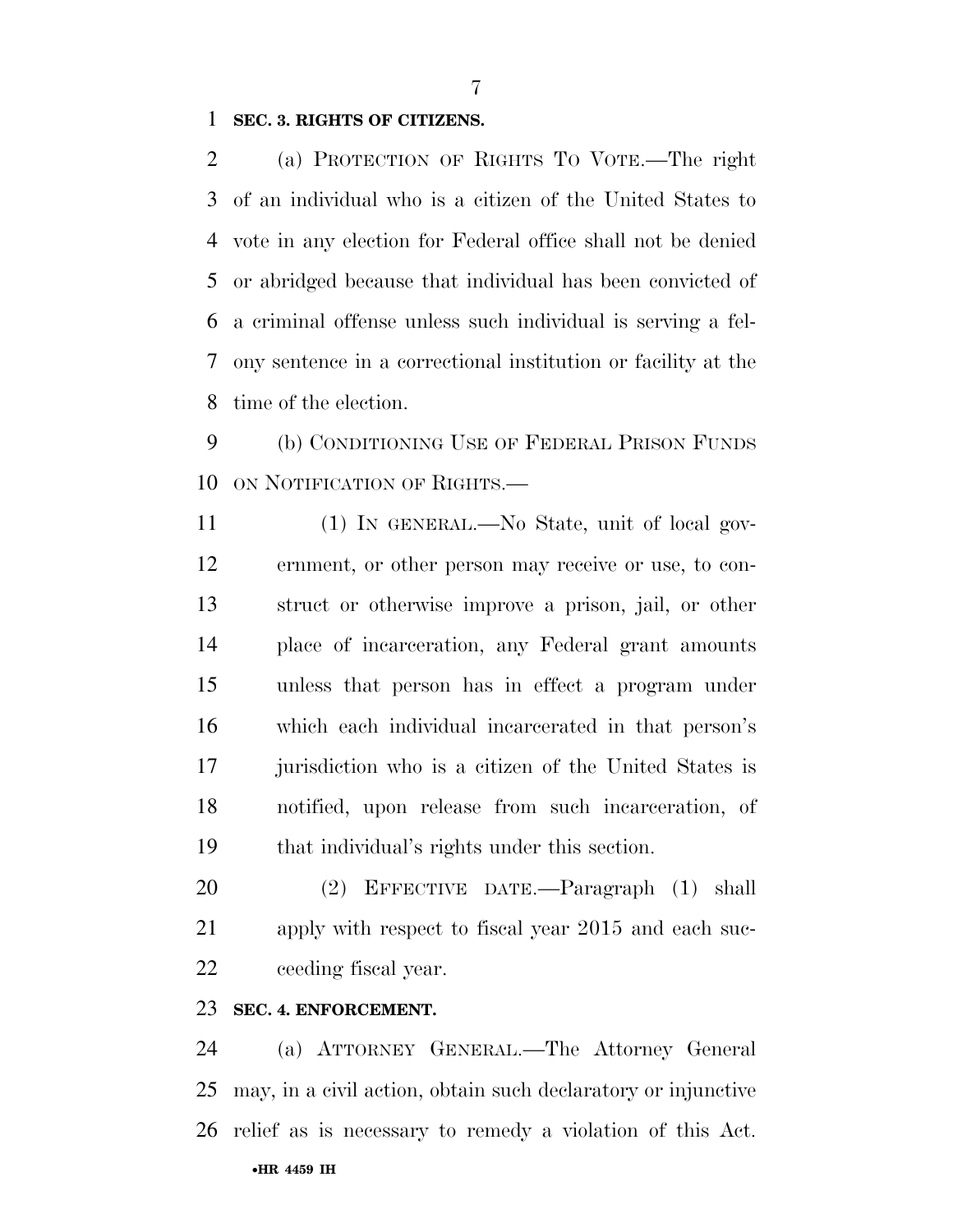**SEC. 3. RIGHTS OF CITIZENS.**

(a) PROTECTION OF RIGHTS TO VOTE.—The right of an individual who is a citizen of the United States to vote in any election for Federal office shall not be denied or abridged because that individual has been convicted of a criminal offense unless such individual is serving a felony sentence in a correctional institution or facility at the time of the election.

(b) CONDITIONING USE OF FEDERAL PRISON FUNDS ON NOTIFICATION OF RIGHTS.—

(1) IN GENERAL.—No State, unit of local government, or other person may receive or use, to construct or otherwise improve a prison, jail, or other place of incarceration, any Federal grant amounts unless that person has in effect a program under which each individual incarcerated in that person's jurisdiction who is a citizen of the United States is notified, upon release from such incarceration, of that individual's rights under this section.

(2) EFFECTIVE DATE.—Paragraph (1) shall apply with respect to fiscal year 2015 and each succeeding fiscal year.

**SEC. 4. ENFORCEMENT.**

(a) ATTORNEY GENERAL.—The Attorney General may, in a civil action, obtain such declaratory or injunctive relief as is necessary to remedy a violation of this Act.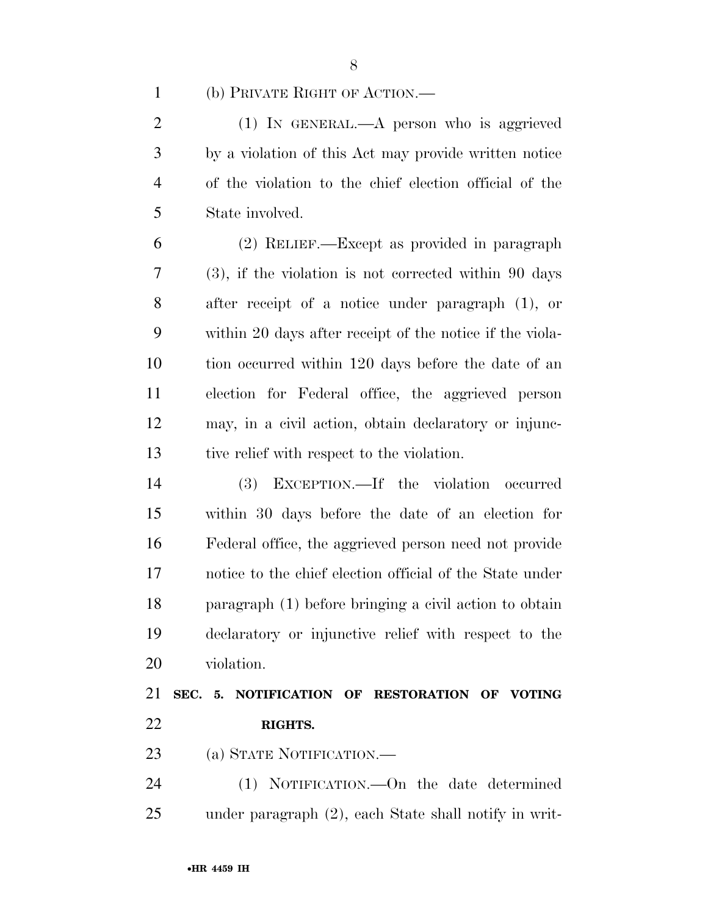(b) PRIVATE RIGHT OF ACTION.—

(1) IN GENERAL.—A person who is aggrieved by a violation of this Act may provide written notice of the violation to the chief election official of the State involved.

(2) RELIEF.—Except as provided in paragraph (3), if the violation is not corrected within 90 days after receipt of a notice under paragraph (1), or within 20 days after receipt of the notice if the violation occurred within 120 days before the date of an election for Federal office, the aggrieved person may, in a civil action, obtain declaratory or injunctive relief with respect to the violation.

(3) EXCEPTION.—If the violation occurred within 30 days before the date of an election for Federal office, the aggrieved person need not provide notice to the chief election official of the State under paragraph (1) before bringing a civil action to obtain declaratory or injunctive relief with respect to the violation.

## SEC. 5. NOTIFICATION OF RESTORATION OF VOTING RIGHTS.

(a) STATE NOTIFICATION.—

(1) NOTIFICATION.—On the date determined under paragraph (2), each State shall notify in writ-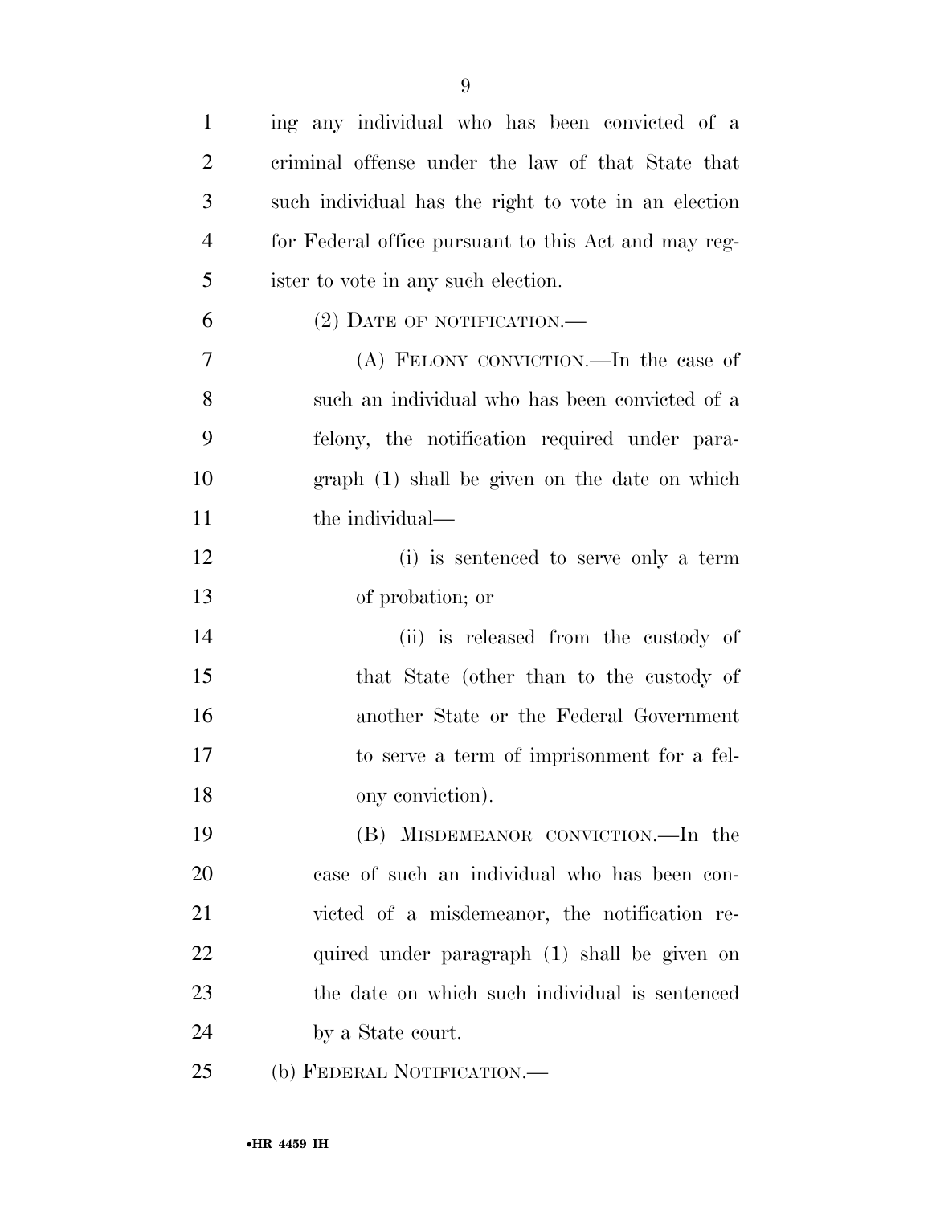ing any individual who has been convicted of a criminal offense under the law of that State that such individual has the right to vote in an election for Federal office pursuant to this Act and may register to vote in any such election.

(2) DATE OF NOTIFICATION.—

(A) FELONY CONVICTION.—In the case of such an individual who has been convicted of a felony, the notification required under paragraph (1) shall be given on the date on which the individual—

(i) is sentenced to serve only a term of probation; or

(ii) is released from the custody of that State (other than to the custody of another State or the Federal Government to serve a term of imprisonment for a felony conviction).

(B) MISDEMEANOR CONVICTION.—In the case of such an individual who has been convicted of a misdemeanor, the notification required under paragraph (1) shall be given on the date on which such individual is sentenced by a State court.

(b) FEDERAL NOTIFICATION.—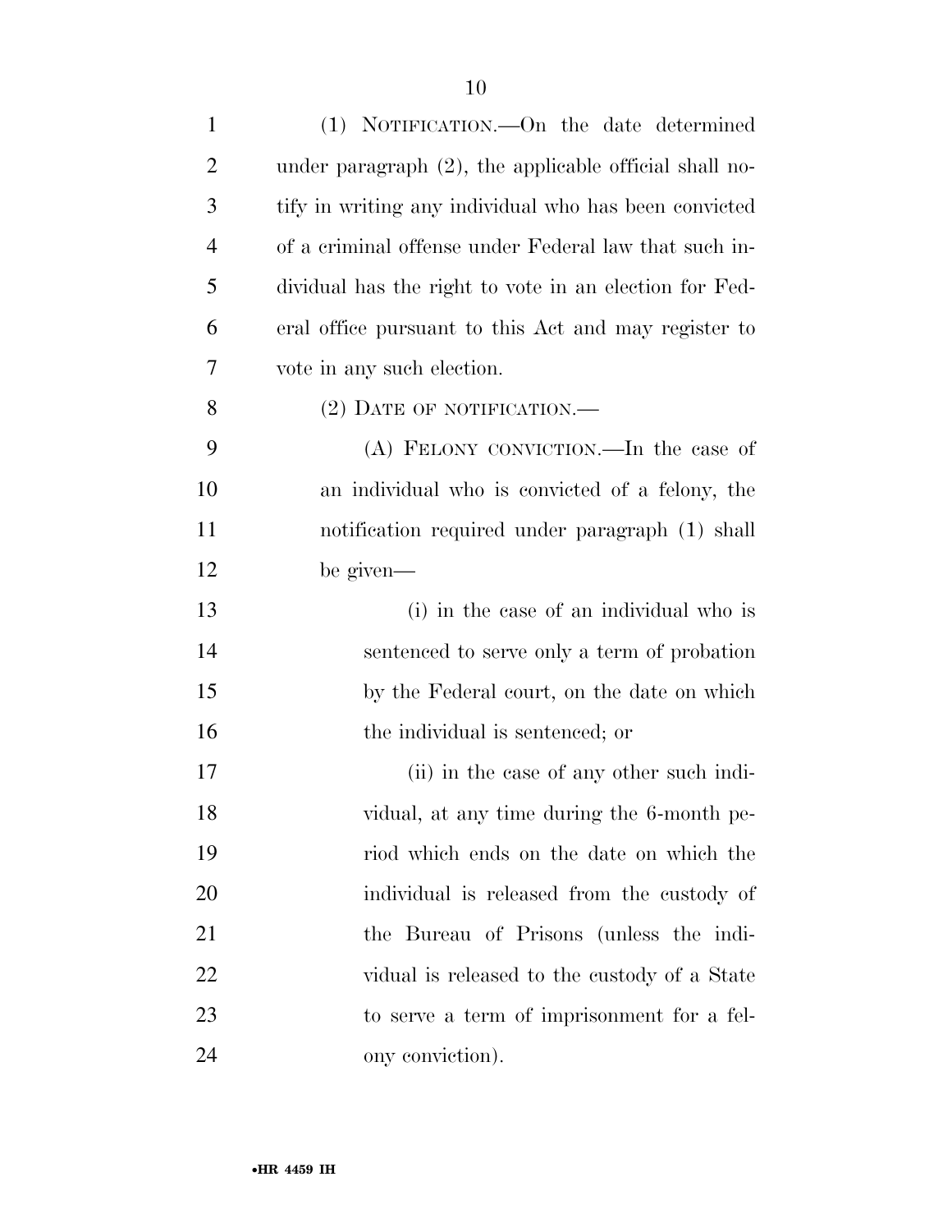(1) NOTIFICATION.—On the date determined under paragraph (2), the applicable official shall notify in writing any individual who has been convicted of a criminal offense under Federal law that such individual has the right to vote in an election for Federal office pursuant to this Act and may register to vote in any such election.

(2) DATE OF NOTIFICATION.—

(A) FELONY CONVICTION.—In the case of an individual who is convicted of a felony, the notification required under paragraph (1) shall be given—

(i) in the case of an individual who is sentenced to serve only a term of probation by the Federal court, on the date on which the individual is sentenced; or

(ii) in the case of any other such individual, at any time during the 6-month period which ends on the date on which the individual is released from the custody of the Bureau of Prisons (unless the individual is released to the custody of a State to serve a term of imprisonment for a felony conviction).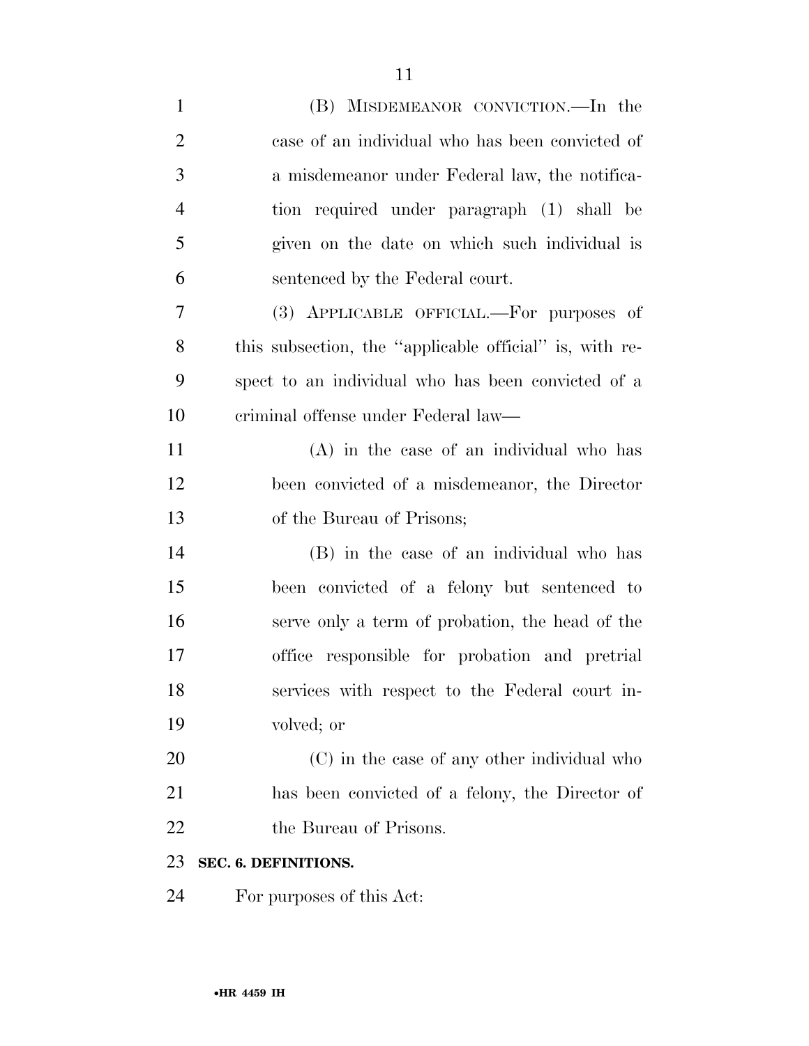(B) MISDEMEANOR CONVICTION.—In the case of an individual who has been convicted of a misdemeanor under Federal law, the notification required under paragraph (1) shall be given on the date on which such individual is sentenced by the Federal court.

(3) APPLICABLE OFFICIAL.—For purposes of this subsection, the ''applicable official'' is, with respect to an individual who has been convicted of a criminal offense under Federal law—

(A) in the case of an individual who has been convicted of a misdemeanor, the Director of the Bureau of Prisons;

(B) in the case of an individual who has been convicted of a felony but sentenced to serve only a term of probation, the head of the office responsible for probation and pretrial services with respect to the Federal court involved; or

(C) in the case of any other individual who has been convicted of a felony, the Director of the Bureau of Prisons.

**SEC. 6. DEFINITIONS.**

For purposes of this Act: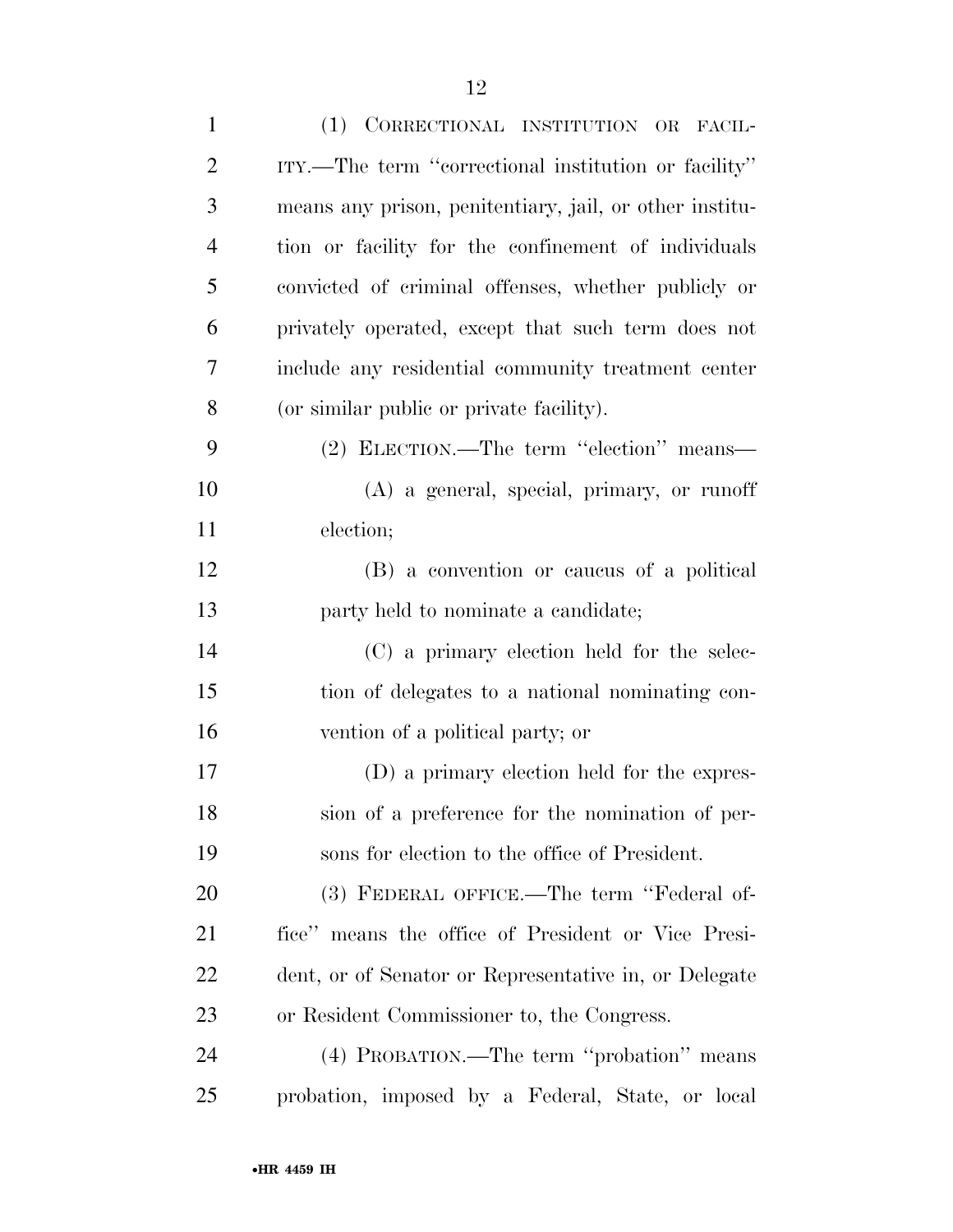(1) CORRECTIONAL INSTITUTION OR FACILITY.—The term ''correctional institution or facility'' means any prison, penitentiary, jail, or other institution or facility for the confinement of individuals convicted of criminal offenses, whether publicly or privately operated, except that such term does not include any residential community treatment center (or similar public or private facility).

(2) ELECTION.—The term ''election'' means—

(A) a general, special, primary, or runoff election;

(B) a convention or caucus of a political party held to nominate a candidate;

(C) a primary election held for the selection of delegates to a national nominating convention of a political party; or

(D) a primary election held for the expression of a preference for the nomination of persons for election to the office of President.

(3) FEDERAL OFFICE.—The term ''Federal office'' means the office of President or Vice President, or of Senator or Representative in, or Delegate or Resident Commissioner to, the Congress.

(4) PROBATION.—The term ''probation'' means probation, imposed by a Federal, State, or local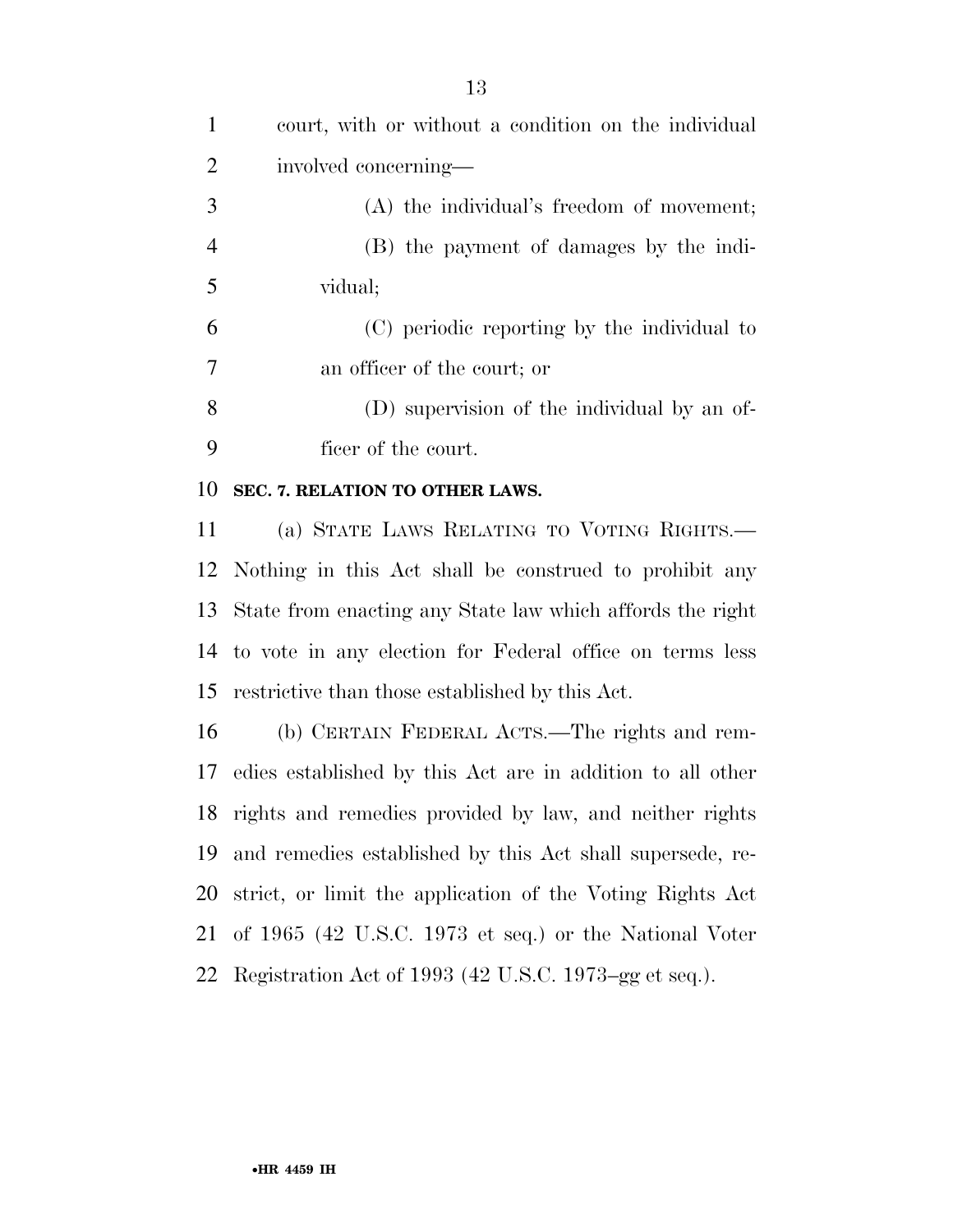court, with or without a condition on the individual involved concerning—

(A) the individual's freedom of movement;

(B) the payment of damages by the individual;

(C) periodic reporting by the individual to an officer of the court; or

(D) supervision of the individual by an officer of the court.

**SEC. 7. RELATION TO OTHER LAWS.**

(a) STATE LAWS RELATING TO VOTING RIGHTS.—Nothing in this Act shall be construed to prohibit any State from enacting any State law which affords the right to vote in any election for Federal office on terms less restrictive than those established by this Act.

(b) CERTAIN FEDERAL ACTS.—The rights and remedies established by this Act are in addition to all other rights and remedies provided by law, and neither rights and remedies established by this Act shall supersede, restrict, or limit the application of the Voting Rights Act of 1965 (42 U.S.C. 1973 et seq.) or the National Voter Registration Act of 1993 (42 U.S.C. 1973–gg et seq.).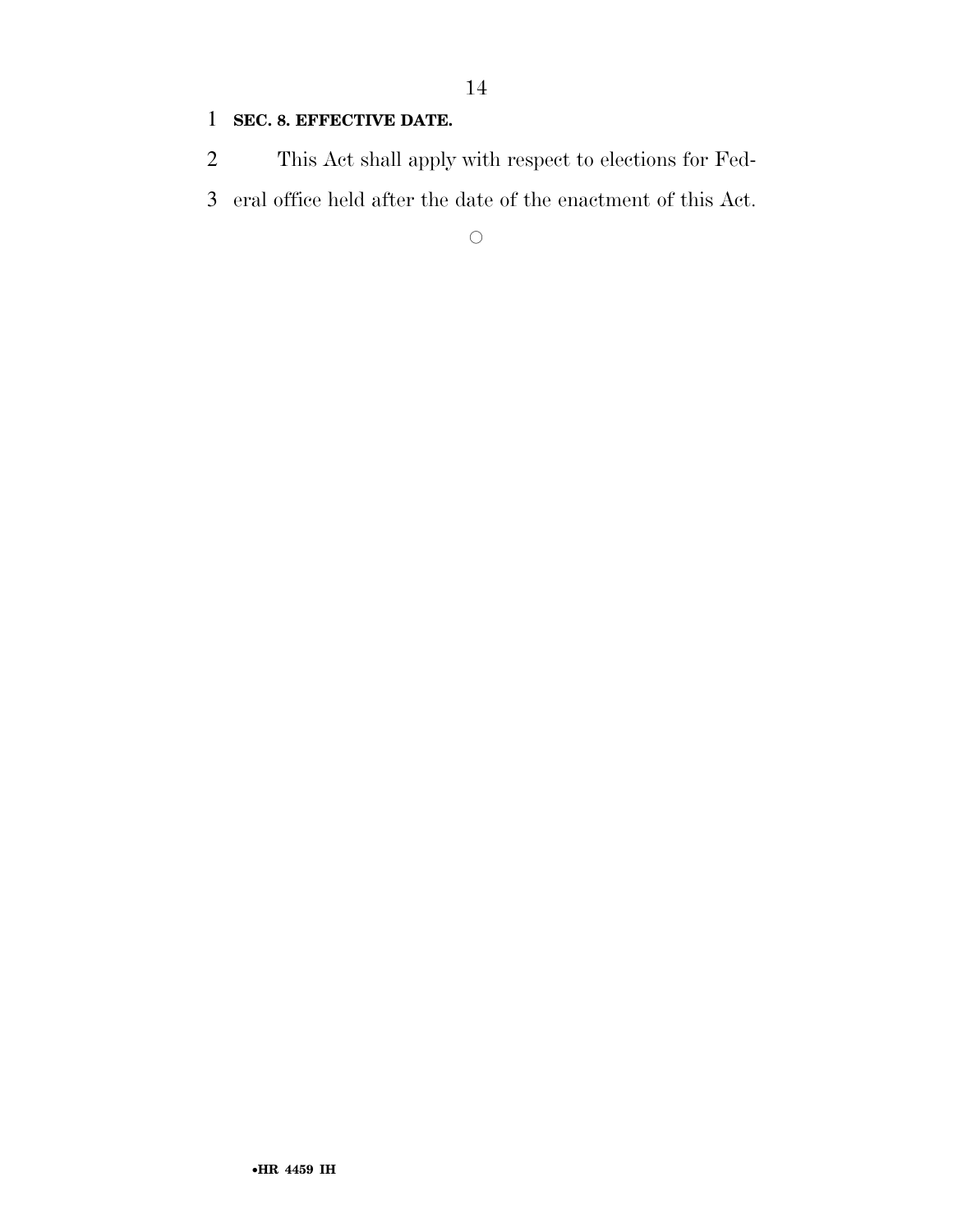**SEC. 8. EFFECTIVE DATE.**

This Act shall apply with respect to elections for Federal office held after the date of the enactment of this Act.